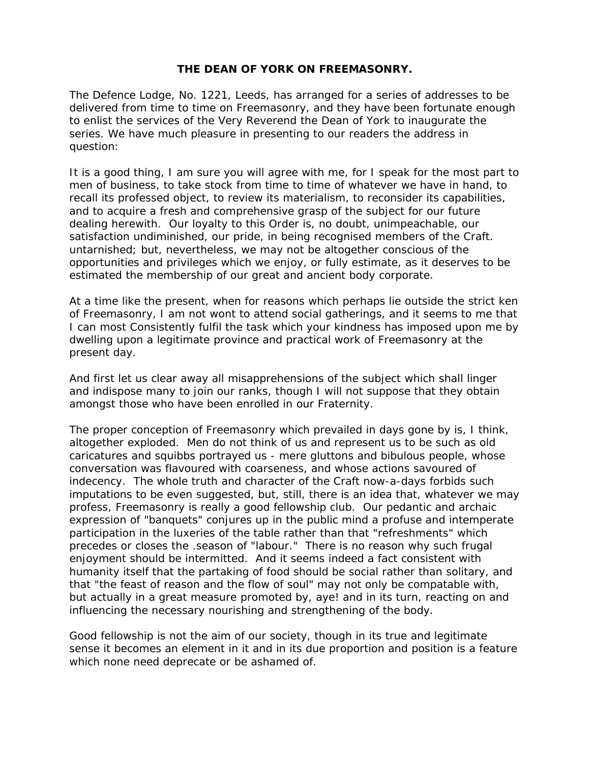# THE DEAN OF YORK ON FREEMASONRY.

The Defence Lodge, No. 1221, Leeds, has arranged for a series of addresses to be delivered from time to time on Freemasonry, and they have been fortunate enough to enlist the services of the Very Reverend the Dean of York to inaugurate the series. We have much pleasure in presenting to our readers the address in question:

It is a good thing, I am sure you will agree with me, for I speak for the most part to men of business, to take stock from time to time of whatever we have in hand, to recall its professed object, to review its materialism, to reconsider its capabilities, and to acquire a fresh and comprehensive grasp of the subject for our future dealing herewith. Our loyalty to this Order is, no doubt, unimpeachable, our satisfaction undiminished, our pride, in being recognised members of the Craft. untarnished; but, nevertheless, we may not be altogether conscious of the opportunities and privileges which we enjoy, or fully estimate, as it deserves to be estimated the membership of our great and ancient body corporate.

At a time like the present, when for reasons which perhaps lie outside the strict ken of Freemasonry, I am not wont to attend social gatherings, and it seems to me that I can most Consistently fulfil the task which your kindness has imposed upon me by dwelling upon a legitimate province and practical work of Freemasonry at the present day.

And first let us clear away all misapprehensions of the subject which shall linger and indispose many to join our ranks, though I will not suppose that they obtain amongst those who have been enrolled in our Fraternity.

The proper conception of Freemasonry which prevailed in days gone by is, I think, altogether exploded. Men do not think of us and represent us to be such as old caricatures and squibbs portrayed us - mere gluttons and bibulous people, whose conversation was flavoured with coarseness, and whose actions savoured of indecency. The whole truth and character of the Craft now-a-days forbids such imputations to be even suggested, but, still, there is an idea that, whatever we may profess, Freemasonry is really a good fellowship club. Our pedantic and archaic expression of "banquets" conjures up in the public mind a profuse and intemperate participation in the luxeries of the table rather than that "refreshments" which precedes or closes the .season of "labour." There is no reason why such frugal enjoyment should be intermitted. And it seems indeed a fact consistent with humanity itself that the partaking of food should be social rather than solitary, and that "the feast of reason and the flow of soul" may not only be compatable with, but actually in a great measure promoted by, aye! and in its turn, reacting on and influencing the necessary nourishing and strengthening of the body.

Good fellowship is not the aim of our society, though in its true and legitimate sense it becomes an element in it and in its due proportion and position is a feature which none need deprecate or be ashamed of.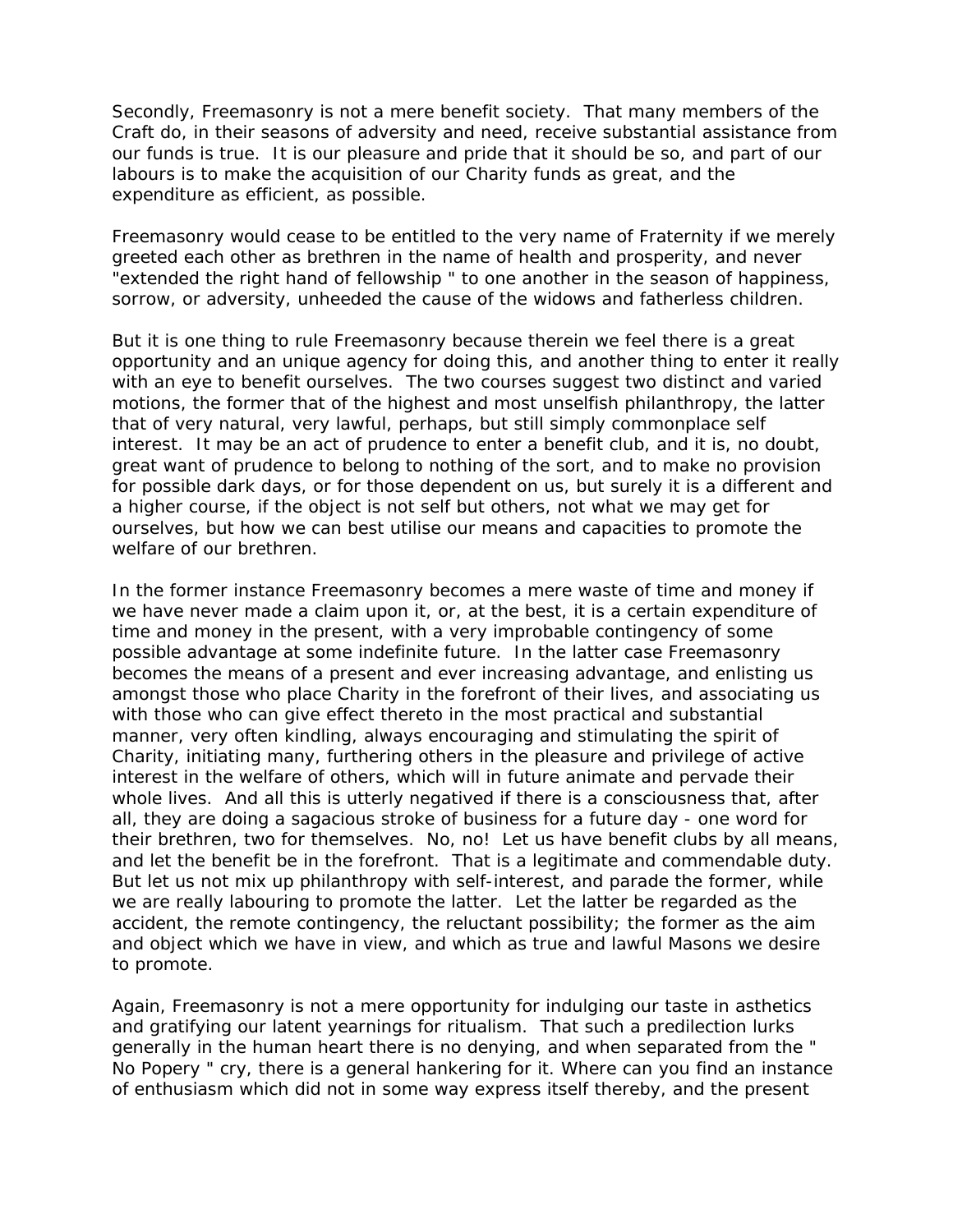Secondly, Freemasonry is not a mere benefit society. That many members of the Craft do, in their seasons of adversity and need, receive substantial assistance from our funds is true. It is our pleasure and pride that it should be so, and part of our labours is to make the acquisition of our Charity funds as great, and the expenditure as efficient, as possible.

Freemasonry would cease to be entitled to the very name of Fraternity if we merely greeted each other as brethren in the name of health and prosperity, and never "extended the right hand of fellowship " to one another in the season of happiness, sorrow, or adversity, unheeded the cause of the widows and fatherless children.

But it is one thing to rule Freemasonry because therein we feel there is a great opportunity and an unique agency for doing this, and another thing to enter it really with an eye to benefit ourselves. The two courses suggest two distinct and varied motions, the former that of the highest and most unselfish philanthropy, the latter that of very natural, very lawful, perhaps, but still simply commonplace self interest. It may be an act of prudence to enter a benefit club, and it is, no doubt, great want of prudence to belong to nothing of the sort, and to make no provision for possible dark days, or for those dependent on us, but surely it is a different and a higher course, if the object is not self but others, not what we may get for ourselves, but how we can best utilise our means and capacities to promote the welfare of our brethren.

In the former instance Freemasonry becomes a mere waste of time and money if we have never made a claim upon it, or, at the best, it is a certain expenditure of time and money in the present, with a very improbable contingency of some possible advantage at some indefinite future. In the latter case Freemasonry becomes the means of a present and ever increasing advantage, and enlisting us amongst those who place Charity in the forefront of their lives, and associating us with those who can give effect thereto in the most practical and substantial manner, very often kindling, always encouraging and stimulating the spirit of Charity, initiating many, furthering others in the pleasure and privilege of active interest in the welfare of others, which will in future animate and pervade their whole lives. And all this is utterly negatived if there is a consciousness that, after all, they are doing a sagacious stroke of business for a future day - one word for their brethren, two for themselves. No, no! Let us have benefit clubs by all means, and let the benefit be in the forefront. That is a legitimate and commendable duty. But let us not mix up philanthropy with self-interest, and parade the former, while we are really labouring to promote the latter. Let the latter be regarded as the accident, the remote contingency, the reluctant possibility; the former as the aim and object which we have in view, and which as true and lawful Masons we desire to promote.

Again, Freemasonry is not a mere opportunity for indulging our taste in asthetics and gratifying our latent yearnings for ritualism. That such a predilection lurks generally in the human heart there is no denying, and when separated from the " No Popery " cry, there is a general hankering for it. Where can you find an instance of enthusiasm which did not in some way express itself thereby, and the present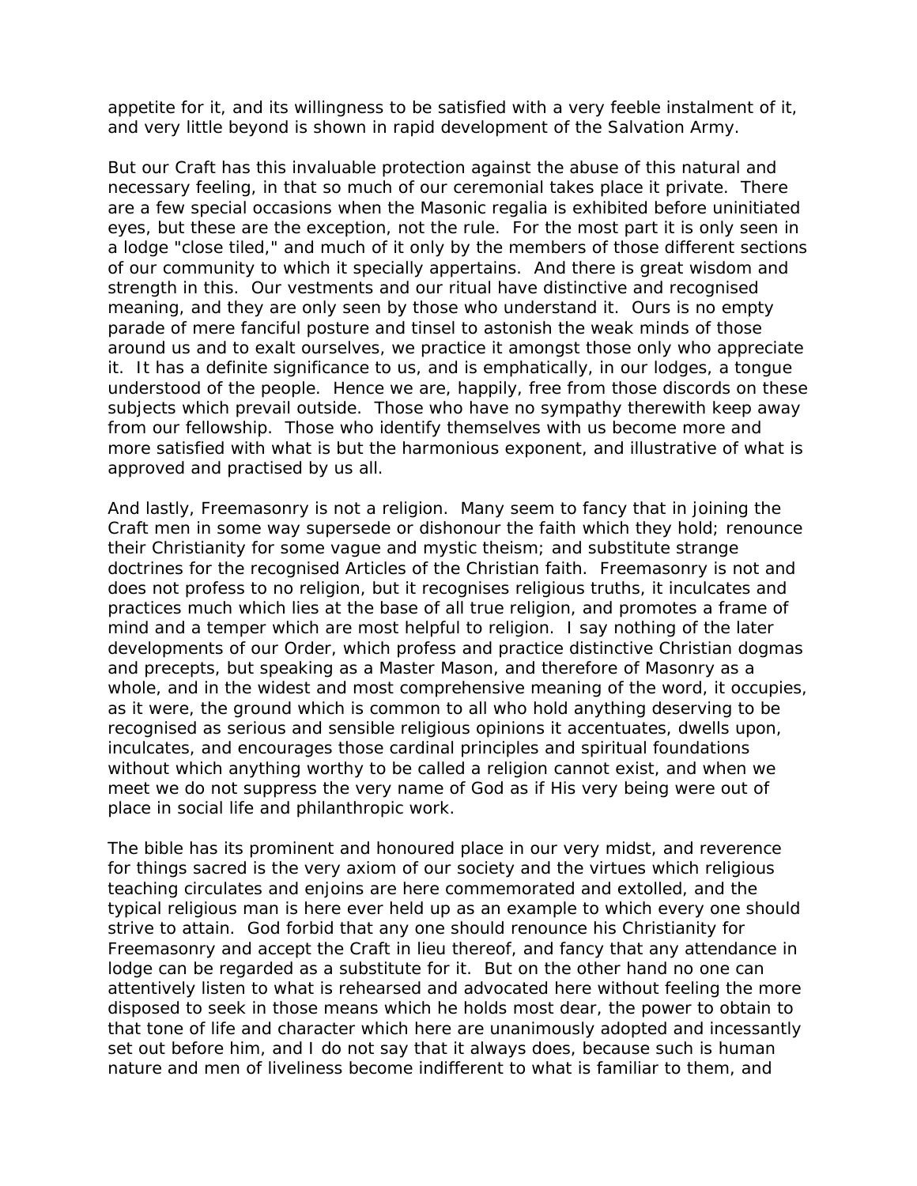appetite for it, and its willingness to be satisfied with a very feeble instalment of it, and very little beyond is shown in rapid development of the Salvation Army.

But our Craft has this invaluable protection against the abuse of this natural and necessary feeling, in that so much of our ceremonial takes place it private. There are a few special occasions when the Masonic regalia is exhibited before uninitiated eyes, but these are the exception, not the rule. For the most part it is only seen in a lodge "close tiled," and much of it only by the members of those different sections of our community to which it specially appertains. And there is great wisdom and strength in this. Our vestments and our ritual have distinctive and recognised meaning, and they are only seen by those who understand it. Ours is no empty parade of mere fanciful posture and tinsel to astonish the weak minds of those around us and to exalt ourselves, we practice it amongst those only who appreciate it. It has a definite significance to us, and is emphatically, in our lodges, a tongue understood of the people. Hence we are, happily, free from those discords on these subjects which prevail outside. Those who have no sympathy therewith keep away from our fellowship. Those who identify themselves with us become more and more satisfied with what is but the harmonious exponent, and illustrative of what is approved and practised by us all.

And lastly, Freemasonry is not a religion. Many seem to fancy that in joining the Craft men in some way supersede or dishonour the faith which they hold; renounce their Christianity for some vague and mystic theism; and substitute strange doctrines for the recognised Articles of the Christian faith. Freemasonry is not and does not profess to no religion, but it recognises religious truths, it inculcates and practices much which lies at the base of all true religion, and promotes a frame of mind and a temper which are most helpful to religion. I say nothing of the later developments of our Order, which profess and practice distinctive Christian dogmas and precepts, but speaking as a Master Mason, and therefore of Masonry as a whole, and in the widest and most comprehensive meaning of the word, it occupies, as it were, the ground which is common to all who hold anything deserving to be recognised as serious and sensible religious opinions it accentuates, dwells upon, inculcates, and encourages those cardinal principles and spiritual foundations without which anything worthy to be called a religion cannot exist, and when we meet we do not suppress the very name of God as if His very being were out of place in social life and philanthropic work.

The bible has its prominent and honoured place in our very midst, and reverence for things sacred is the very axiom of our society and the virtues which religious teaching circulates and enjoins are here commemorated and extolled, and the typical religious man is here ever held up as an example to which every one should strive to attain. God forbid that any one should renounce his Christianity for Freemasonry and accept the Craft in lieu thereof, and fancy that any attendance in lodge can be regarded as a substitute for it. But on the other hand no one can attentively listen to what is rehearsed and advocated here without feeling the more disposed to seek in those means which he holds most dear, the power to obtain to that tone of life and character which here are unanimously adopted and incessantly set out before him, and I do not say that it always does, because such is human nature and men of liveliness become indifferent to what is familiar to them, and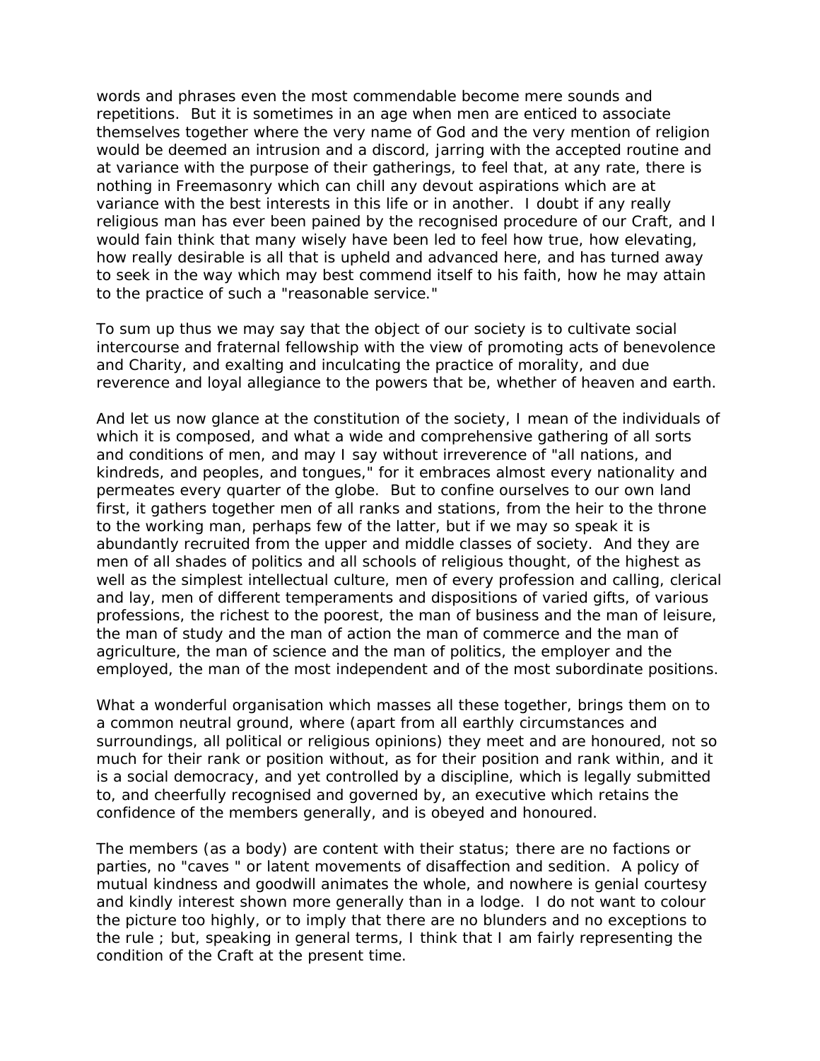words and phrases even the most commendable become mere sounds and repetitions. But it is sometimes in an age when men are enticed to associate themselves together where the very name of God and the very mention of religion would be deemed an intrusion and a discord, jarring with the accepted routine and at variance with the purpose of their gatherings, to feel that, at any rate, there is nothing in Freemasonry which can chill any devout aspirations which are at variance with the best interests in this life or in another. I doubt if any really religious man has ever been pained by the recognised procedure of our Craft, and I would fain think that many wisely have been led to feel how true, how elevating, how really desirable is all that is upheld and advanced here, and has turned away to seek in the way which may best commend itself to his faith, how he may attain to the practice of such a "reasonable service."

To sum up thus we may say that the object of our society is to cultivate social intercourse and fraternal fellowship with the view of promoting acts of benevolence and Charity, and exalting and inculcating the practice of morality, and due reverence and loyal allegiance to the powers that be, whether of heaven and earth.

And let us now glance at the constitution of the society, I mean of the individuals of which it is composed, and what a wide and comprehensive gathering of all sorts and conditions of men, and may I say without irreverence of "all nations, and kindreds, and peoples, and tongues," for it embraces almost every nationality and permeates every quarter of the globe. But to confine ourselves to our own land first, it gathers together men of all ranks and stations, from the heir to the throne to the working man, perhaps few of the latter, but if we may so speak it is abundantly recruited from the upper and middle classes of society. And they are men of all shades of politics and all schools of religious thought, of the highest as well as the simplest intellectual culture, men of every profession and calling, clerical and lay, men of different temperaments and dispositions of varied gifts, of various professions, the richest to the poorest, the man of business and the man of leisure, the man of study and the man of action the man of commerce and the man of agriculture, the man of science and the man of politics, the employer and the employed, the man of the most independent and of the most subordinate positions.

What a wonderful organisation which masses all these together, brings them on to a common neutral ground, where (apart from all earthly circumstances and surroundings, all political or religious opinions) they meet and are honoured, not so much for their rank or position without, as for their position and rank within, and it is a social democracy, and yet controlled by a discipline, which is legally submitted to, and cheerfully recognised and governed by, an executive which retains the confidence of the members generally, and is obeyed and honoured.

The members (as a body) are content with their status; there are no factions or parties, no "caves " or latent movements of disaffection and sedition. A policy of mutual kindness and goodwill animates the whole, and nowhere is genial courtesy and kindly interest shown more generally than in a lodge. I do not want to colour the picture too highly, or to imply that there are no blunders and no exceptions to the rule ; but, speaking in general terms, I think that I am fairly representing the condition of the Craft at the present time.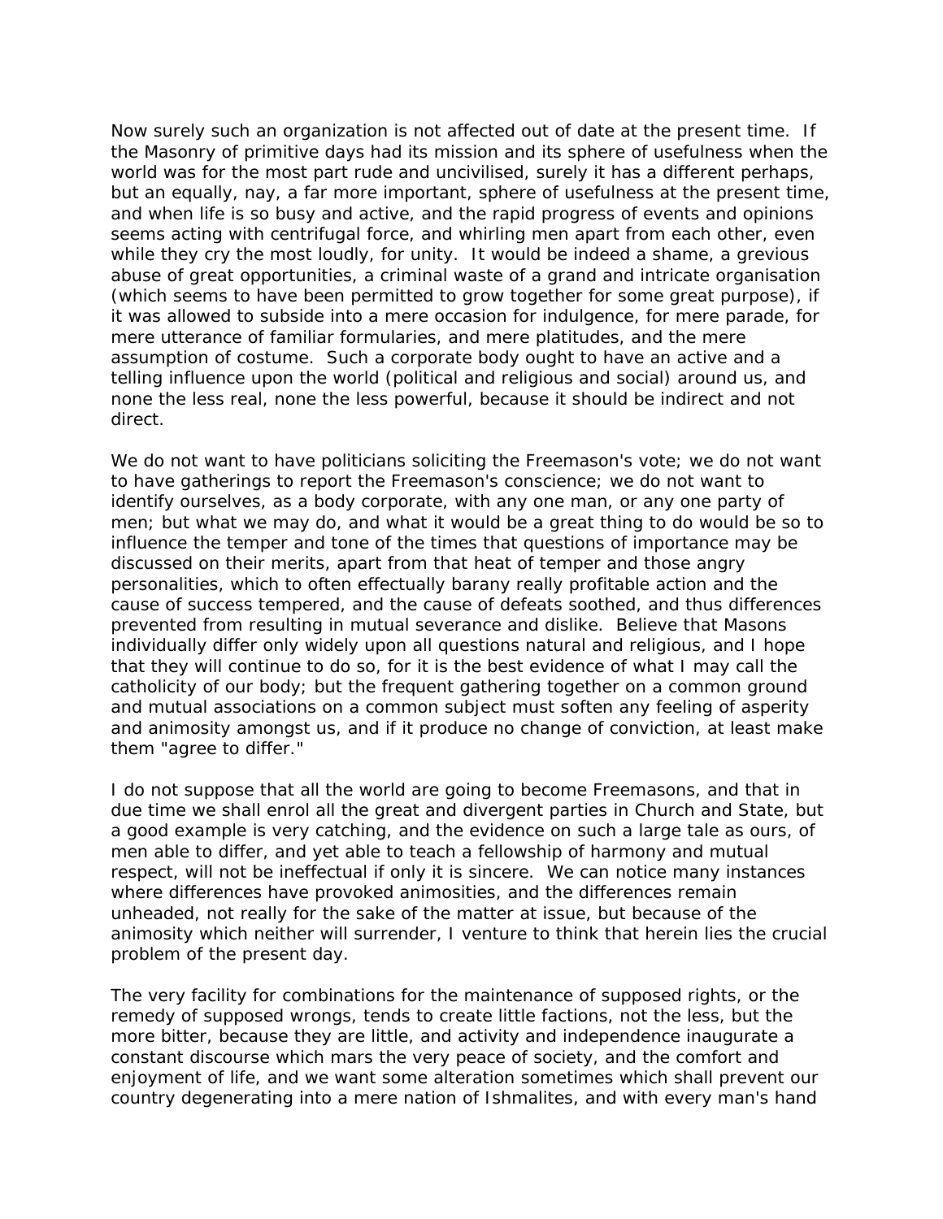Now surely such an organization is not affected out of date at the present time. If the Masonry of primitive days had its mission and its sphere of usefulness when the world was for the most part rude and uncivilised, surely it has a different perhaps, but an equally, nay, a far more important, sphere of usefulness at the present time, and when life is so busy and active, and the rapid progress of events and opinions seems acting with centrifugal force, and whirling men apart from each other, even while they cry the most loudly, for unity. It would be indeed a shame, a grevious abuse of great opportunities, a criminal waste of a grand and intricate organisation (which seems to have been permitted to grow together for some great purpose), if it was allowed to subside into a mere occasion for indulgence, for mere parade, for mere utterance of familiar formularies, and mere platitudes, and the mere assumption of costume. Such a corporate body ought to have an active and a telling influence upon the world (political and religious and social) around us, and none the less real, none the less powerful, because it should be indirect and not direct.

We do not want to have politicians soliciting the Freemason's vote; we do not want to have gatherings to report the Freemason's conscience; we do not want to identify ourselves, as a body corporate, with any one man, or any one party of men; but what we may do, and what it would be a great thing to do would be so to influence the temper and tone of the times that questions of importance may be discussed on their merits, apart from that heat of temper and those angry personalities, which to often effectually barany really profitable action and the cause of success tempered, and the cause of defeats soothed, and thus differences prevented from resulting in mutual severance and dislike. Believe that Masons individually differ only widely upon all questions natural and religious, and I hope that they will continue to do so, for it is the best evidence of what I may call the catholicity of our body; but the frequent gathering together on a common ground and mutual associations on a common subject must soften any feeling of asperity and animosity amongst us, and if it produce no change of conviction, at least make them "agree to differ."

I do not suppose that all the world are going to become Freemasons, and that in due time we shall enrol all the great and divergent parties in Church and State, but a good example is very catching, and the evidence on such a large tale as ours, of men able to differ, and yet able to teach a fellowship of harmony and mutual respect, will not be ineffectual if only it is sincere. We can notice many instances where differences have provoked animosities, and the differences remain unheaded, not really for the sake of the matter at issue, but because of the animosity which neither will surrender, I venture to think that herein lies the crucial problem of the present day.

The very facility for combinations for the maintenance of supposed rights, or the remedy of supposed wrongs, tends to create little factions, not the less, but the more bitter, because they are little, and activity and independence inaugurate a constant discourse which mars the very peace of society, and the comfort and enjoyment of life, and we want some alteration sometimes which shall prevent our country degenerating into a mere nation of Ishmalites, and with every man's hand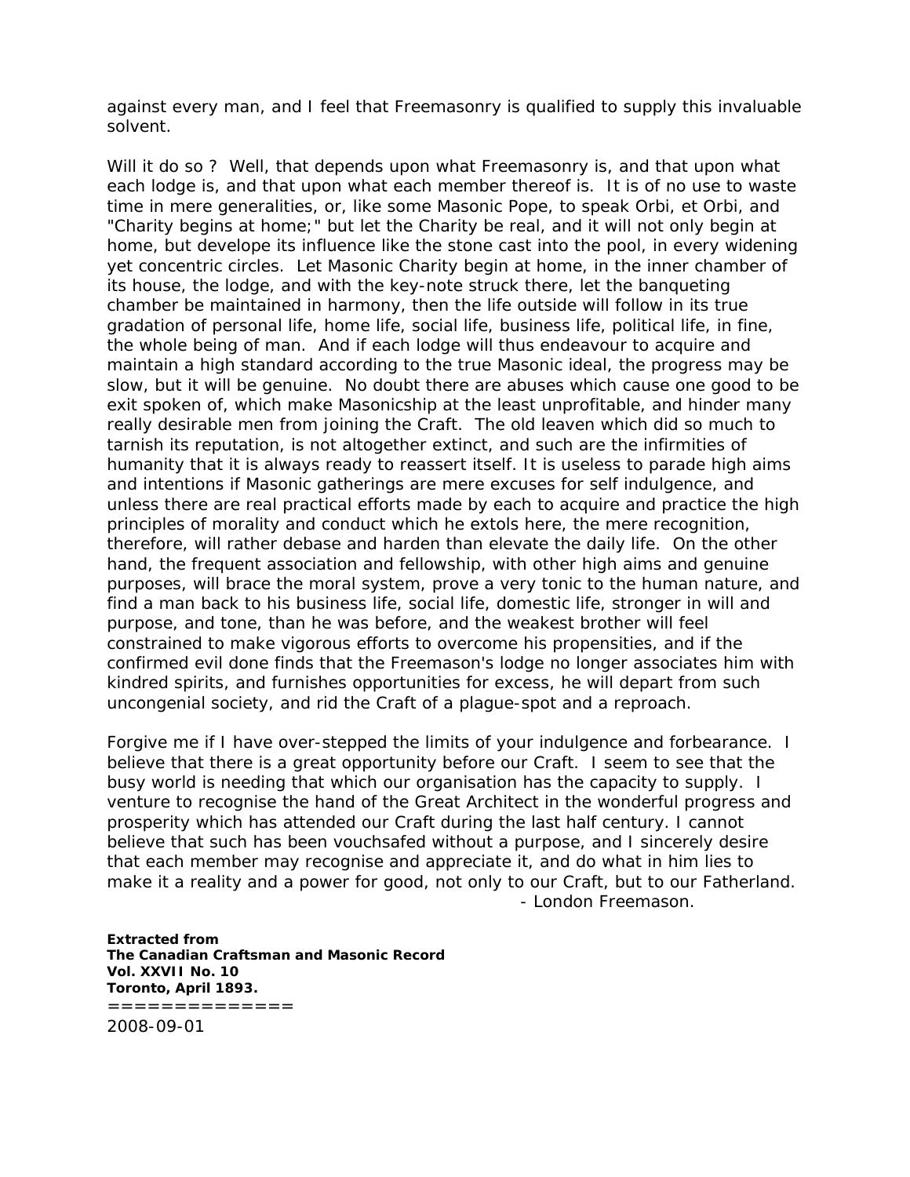against every man, and I feel that Freemasonry is qualified to supply this invaluable solvent.

Will it do so ? Well, that depends upon what Freemasonry is, and that upon what each lodge is, and that upon what each member thereof is. It is of no use to waste time in mere generalities, or, like some Masonic Pope, to speak Orbi, et Orbi, and "Charity begins at home;" but let the Charity be real, and it will not only begin at home, but develope its influence like the stone cast into the pool, in every widening yet concentric circles. Let Masonic Charity begin at home, in the inner chamber of its house, the lodge, and with the key-note struck there, let the banqueting chamber be maintained in harmony, then the life outside will follow in its true gradation of personal life, home life, social life, business life, political life, in fine, the whole being of man. And if each lodge will thus endeavour to acquire and maintain a high standard according to the true Masonic ideal, the progress may be slow, but it will be genuine. No doubt there are abuses which cause one good to be exit spoken of, which make Masonicship at the least unprofitable, and hinder many really desirable men from joining the Craft. The old leaven which did so much to tarnish its reputation, is not altogether extinct, and such are the infirmities of humanity that it is always ready to reassert itself. It is useless to parade high aims and intentions if Masonic gatherings are mere excuses for self indulgence, and unless there are real practical efforts made by each to acquire and practice the high principles of morality and conduct which he extols here, the mere recognition, therefore, will rather debase and harden than elevate the daily life. On the other hand, the frequent association and fellowship, with other high aims and genuine purposes, will brace the moral system, prove a very tonic to the human nature, and find a man back to his business life, social life, domestic life, stronger in will and purpose, and tone, than he was before, and the weakest brother will feel constrained to make vigorous efforts to overcome his propensities, and if the confirmed evil done finds that the Freemason's lodge no longer associates him with kindred spirits, and furnishes opportunities for excess, he will depart from such uncongenial society, and rid the Craft of a plague-spot and a reproach.

Forgive me if I have over-stepped the limits of your indulgence and forbearance. I believe that there is a great opportunity before our Craft. I seem to see that the busy world is needing that which our organisation has the capacity to supply. I venture to recognise the hand of the Great Architect in the wonderful progress and prosperity which has attended our Craft during the last half century. I cannot believe that such has been vouchsafed without a purpose, and I sincerely desire that each member may recognise and appreciate it, and do what in him lies to make it a reality and a power for good, not only to our Craft, but to our Fatherland.

- London Freemason.

**Extracted from**
**The Canadian Craftsman and Masonic Record**
**Vol. XXVII No. 10**
**Toronto, April 1893.**

==============

2008-09-01